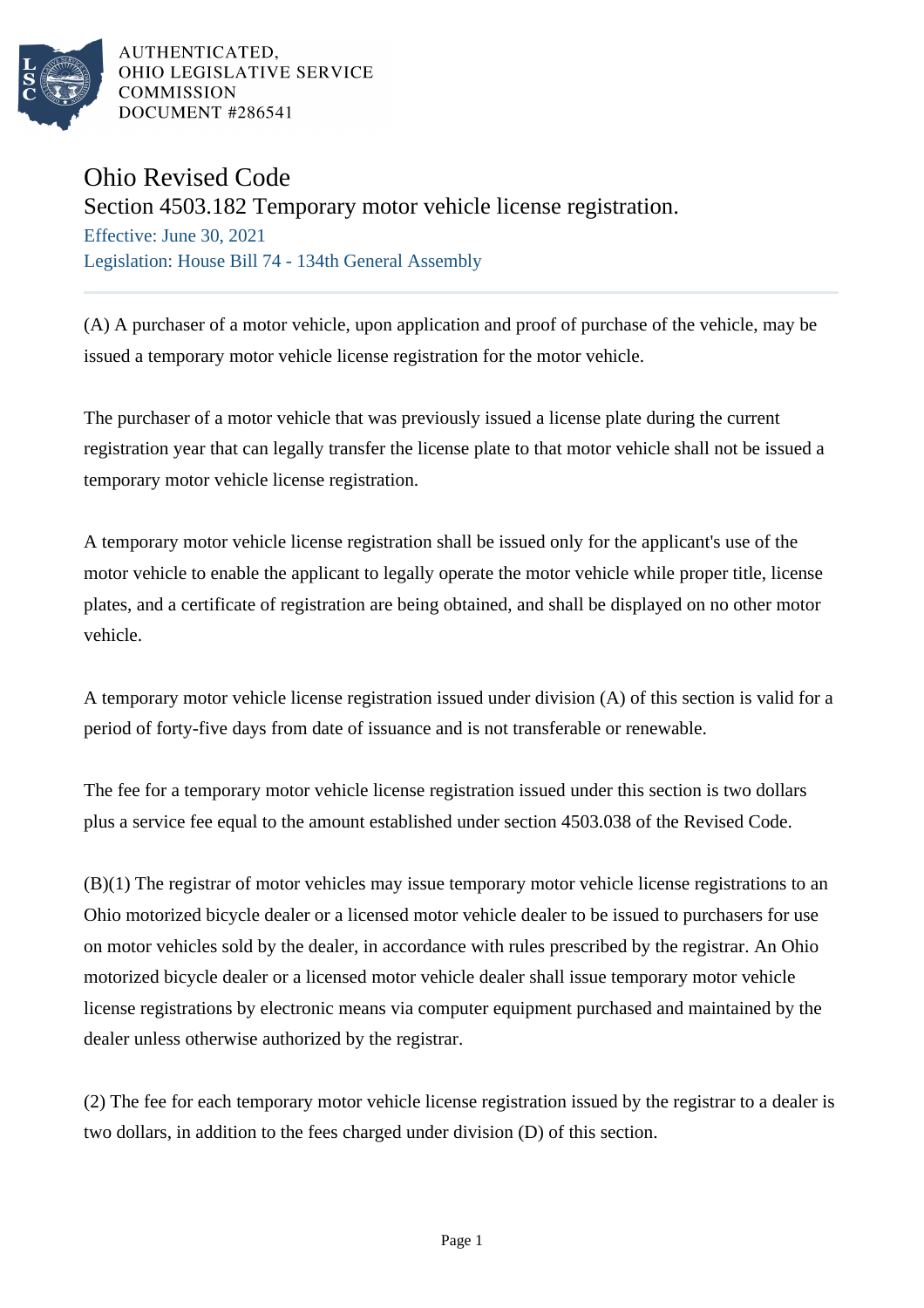AUTHENTICATED,
OHIO LEGISLATIVE SERVICE
COMMISSION
DOCUMENT #286541

# Ohio Revised Code

## Section 4503.182 Temporary motor vehicle license registration.

Effective: June 30, 2021

Legislation: House Bill 74 - 134th General Assembly

(A) A purchaser of a motor vehicle, upon application and proof of purchase of the vehicle, may be issued a temporary motor vehicle license registration for the motor vehicle.

The purchaser of a motor vehicle that was previously issued a license plate during the current registration year that can legally transfer the license plate to that motor vehicle shall not be issued a temporary motor vehicle license registration.

A temporary motor vehicle license registration shall be issued only for the applicant's use of the motor vehicle to enable the applicant to legally operate the motor vehicle while proper title, license plates, and a certificate of registration are being obtained, and shall be displayed on no other motor vehicle.

A temporary motor vehicle license registration issued under division (A) of this section is valid for a period of forty-five days from date of issuance and is not transferable or renewable.

The fee for a temporary motor vehicle license registration issued under this section is two dollars plus a service fee equal to the amount established under section 4503.038 of the Revised Code.

(B)(1) The registrar of motor vehicles may issue temporary motor vehicle license registrations to an Ohio motorized bicycle dealer or a licensed motor vehicle dealer to be issued to purchasers for use on motor vehicles sold by the dealer, in accordance with rules prescribed by the registrar. An Ohio motorized bicycle dealer or a licensed motor vehicle dealer shall issue temporary motor vehicle license registrations by electronic means via computer equipment purchased and maintained by the dealer unless otherwise authorized by the registrar.

(2) The fee for each temporary motor vehicle license registration issued by the registrar to a dealer is two dollars, in addition to the fees charged under division (D) of this section.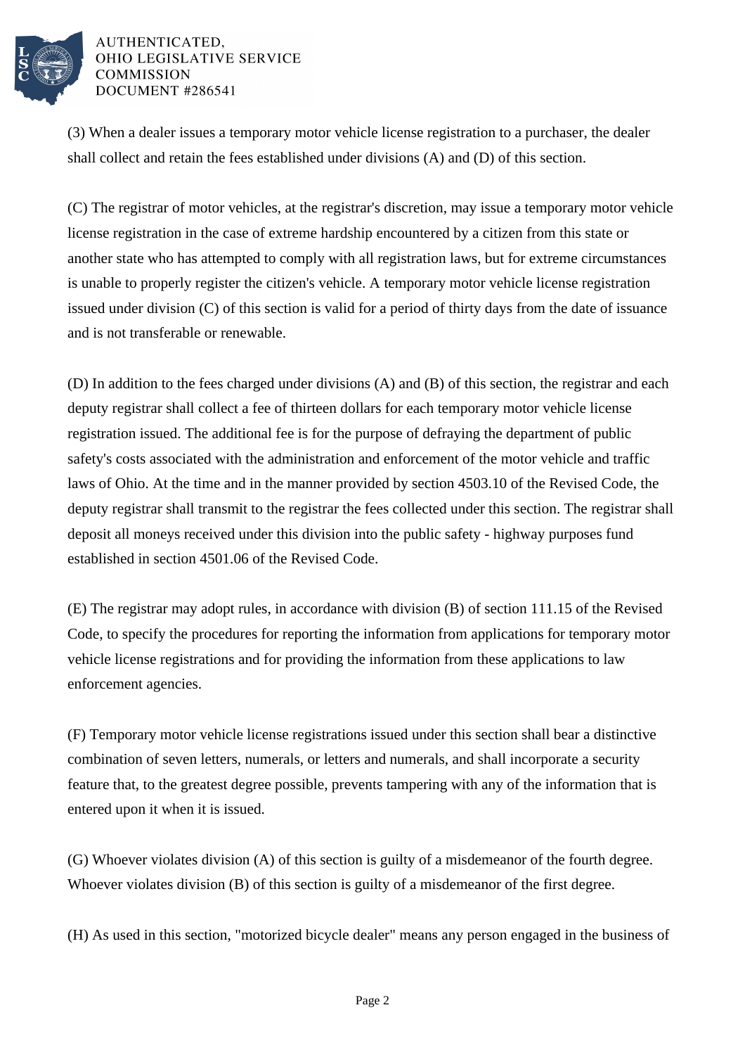(3) When a dealer issues a temporary motor vehicle license registration to a purchaser, the dealer shall collect and retain the fees established under divisions (A) and (D) of this section.

(C) The registrar of motor vehicles, at the registrar's discretion, may issue a temporary motor vehicle license registration in the case of extreme hardship encountered by a citizen from this state or another state who has attempted to comply with all registration laws, but for extreme circumstances is unable to properly register the citizen's vehicle. A temporary motor vehicle license registration issued under division (C) of this section is valid for a period of thirty days from the date of issuance and is not transferable or renewable.

(D) In addition to the fees charged under divisions (A) and (B) of this section, the registrar and each deputy registrar shall collect a fee of thirteen dollars for each temporary motor vehicle license registration issued. The additional fee is for the purpose of defraying the department of public safety's costs associated with the administration and enforcement of the motor vehicle and traffic laws of Ohio. At the time and in the manner provided by section 4503.10 of the Revised Code, the deputy registrar shall transmit to the registrar the fees collected under this section. The registrar shall deposit all moneys received under this division into the public safety - highway purposes fund established in section 4501.06 of the Revised Code.

(E) The registrar may adopt rules, in accordance with division (B) of section 111.15 of the Revised Code, to specify the procedures for reporting the information from applications for temporary motor vehicle license registrations and for providing the information from these applications to law enforcement agencies.

(F) Temporary motor vehicle license registrations issued under this section shall bear a distinctive combination of seven letters, numerals, or letters and numerals, and shall incorporate a security feature that, to the greatest degree possible, prevents tampering with any of the information that is entered upon it when it is issued.

(G) Whoever violates division (A) of this section is guilty of a misdemeanor of the fourth degree. Whoever violates division (B) of this section is guilty of a misdemeanor of the first degree.

(H) As used in this section, "motorized bicycle dealer" means any person engaged in the business of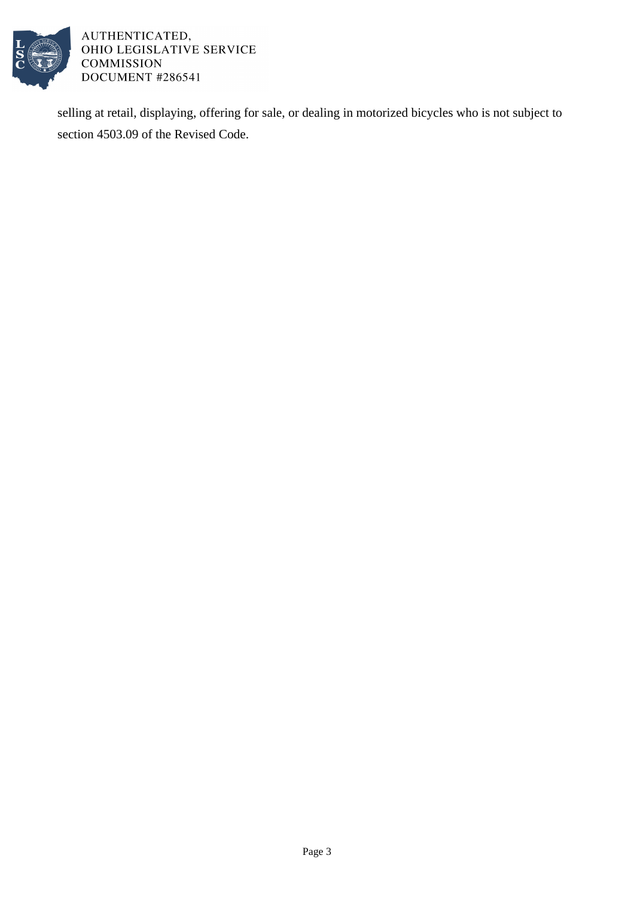selling at retail, displaying, offering for sale, or dealing in motorized bicycles who is not subject to section 4503.09 of the Revised Code.